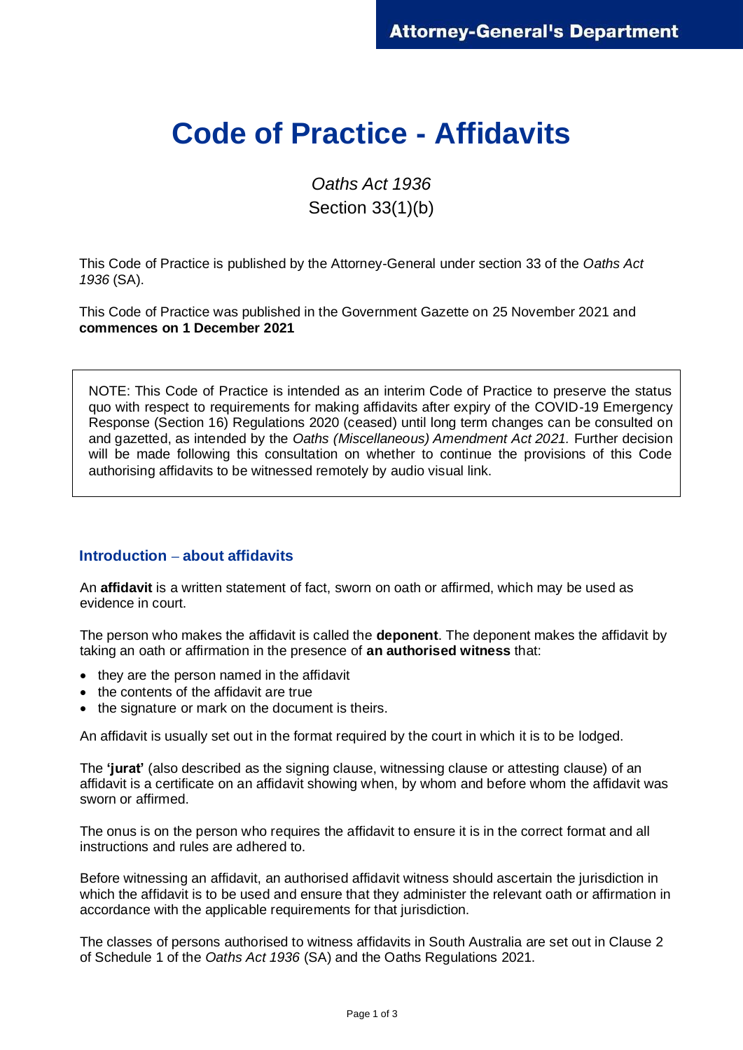# Code of Practice - Affidavits

*Oaths Act 1936*

Section 33(1)(b)

This Code of Practice is published by the Attorney-General under section 33 of the *Oaths Act 1936* (SA).

This Code of Practice was published in the Government Gazette on 25 November 2021 and **commences on 1 December 2021**

> NOTE: This Code of Practice is intended as an interim Code of Practice to preserve the status quo with respect to requirements for making affidavits after expiry of the COVID-19 Emergency Response (Section 16) Regulations 2020 (ceased) until long term changes can be consulted on and gazetted, as intended by the *Oaths (Miscellaneous) Amendment Act 2021.* Further decision will be made following this consultation on whether to continue the provisions of this Code authorising affidavits to be witnessed remotely by audio visual link.

## Introduction – about affidavits

An **affidavit** is a written statement of fact, sworn on oath or affirmed, which may be used as evidence in court.

The person who makes the affidavit is called the **deponent**. The deponent makes the affidavit by taking an oath or affirmation in the presence of **an authorised witness** that:

- they are the person named in the affidavit
- the contents of the affidavit are true
- the signature or mark on the document is theirs.

An affidavit is usually set out in the format required by the court in which it is to be lodged.

The **'jurat'** (also described as the signing clause, witnessing clause or attesting clause) of an affidavit is a certificate on an affidavit showing when, by whom and before whom the affidavit was sworn or affirmed.

The onus is on the person who requires the affidavit to ensure it is in the correct format and all instructions and rules are adhered to.

Before witnessing an affidavit, an authorised affidavit witness should ascertain the jurisdiction in which the affidavit is to be used and ensure that they administer the relevant oath or affirmation in accordance with the applicable requirements for that jurisdiction.

The classes of persons authorised to witness affidavits in South Australia are set out in Clause 2 of Schedule 1 of the *Oaths Act 1936* (SA) and the Oaths Regulations 2021.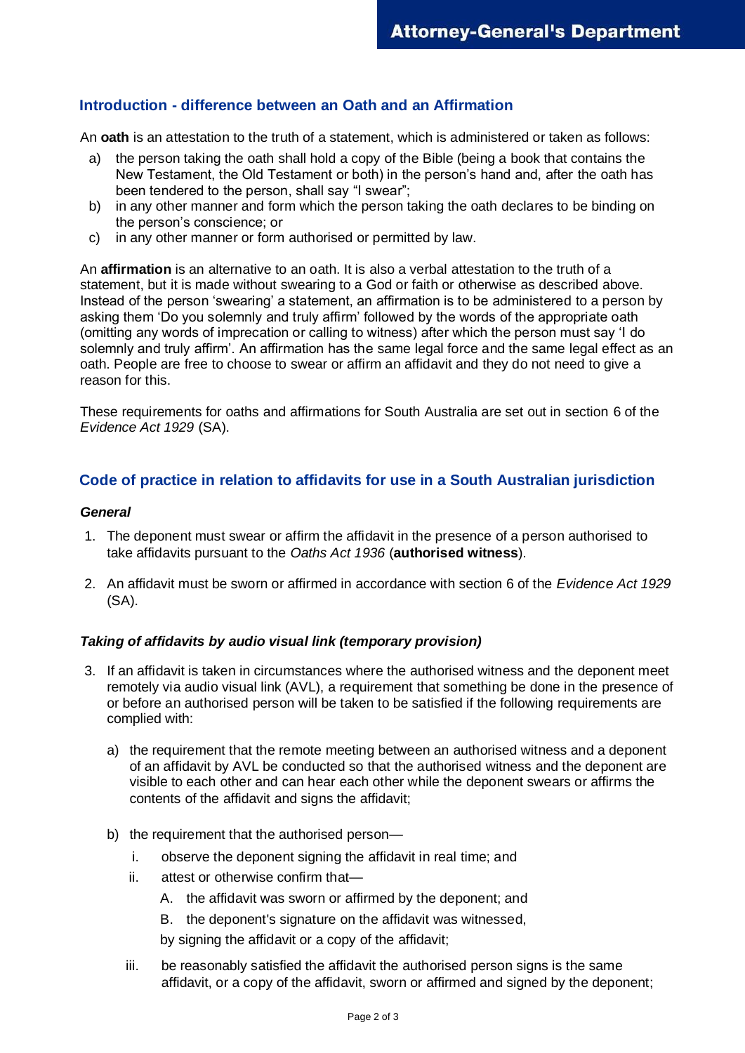## Introduction - difference between an Oath and an Affirmation

An **oath** is an attestation to the truth of a statement, which is administered or taken as follows:

a) the person taking the oath shall hold a copy of the Bible (being a book that contains the New Testament, the Old Testament or both) in the person's hand and, after the oath has been tendered to the person, shall say "I swear";
b) in any other manner and form which the person taking the oath declares to be binding on the person's conscience; or
c) in any other manner or form authorised or permitted by law.

An **affirmation** is an alternative to an oath. It is also a verbal attestation to the truth of a statement, but it is made without swearing to a God or faith or otherwise as described above. Instead of the person 'swearing' a statement, an affirmation is to be administered to a person by asking them 'Do you solemnly and truly affirm' followed by the words of the appropriate oath (omitting any words of imprecation or calling to witness) after which the person must say 'I do solemnly and truly affirm'. An affirmation has the same legal force and the same legal effect as an oath. People are free to choose to swear or affirm an affidavit and they do not need to give a reason for this.

These requirements for oaths and affirmations for South Australia are set out in section 6 of the *Evidence Act 1929* (SA).

## Code of practice in relation to affidavits for use in a South Australian jurisdiction

### *General*

1. The deponent must swear or affirm the affidavit in the presence of a person authorised to take affidavits pursuant to the *Oaths Act 1936* (**authorised witness**).

2. An affidavit must be sworn or affirmed in accordance with section 6 of the *Evidence Act 1929* (SA).

### *Taking of affidavits by audio visual link (temporary provision)*

3. If an affidavit is taken in circumstances where the authorised witness and the deponent meet remotely via audio visual link (AVL), a requirement that something be done in the presence of or before an authorised person will be taken to be satisfied if the following requirements are complied with:

   a) the requirement that the remote meeting between an authorised witness and a deponent of an affidavit by AVL be conducted so that the authorised witness and the deponent are visible to each other and can hear each other while the deponent swears or affirms the contents of the affidavit and signs the affidavit;

   b) the requirement that the authorised person—

      i. observe the deponent signing the affidavit in real time; and

      ii. attest or otherwise confirm that—

         A. the affidavit was sworn or affirmed by the deponent; and

         B. the deponent's signature on the affidavit was witnessed,

         by signing the affidavit or a copy of the affidavit;

      iii. be reasonably satisfied the affidavit the authorised person signs is the same affidavit, or a copy of the affidavit, sworn or affirmed and signed by the deponent;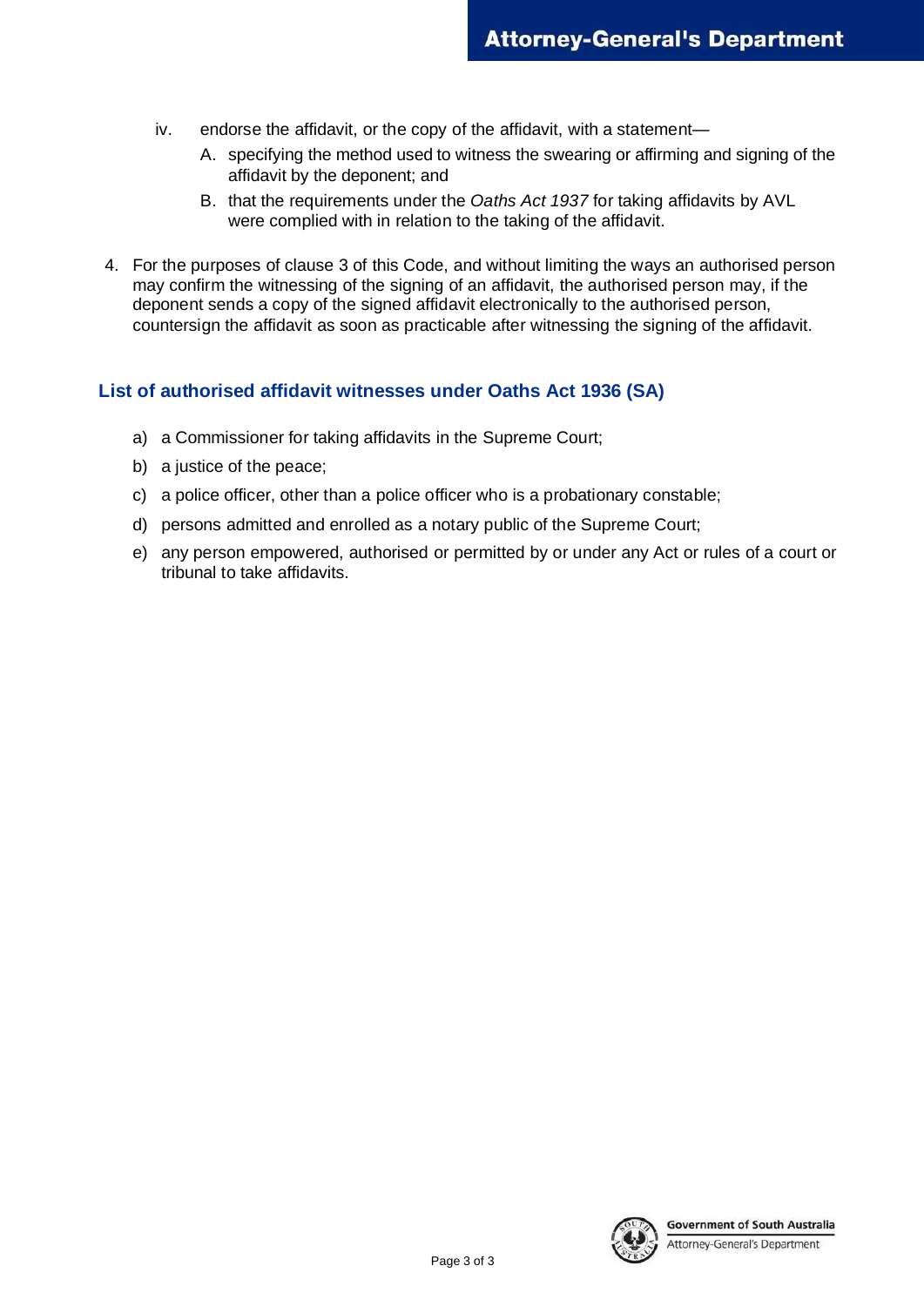iv. endorse the affidavit, or the copy of the affidavit, with a statement—

   A. specifying the method used to witness the swearing or affirming and signing of the affidavit by the deponent; and

   B. that the requirements under the *Oaths Act 1937* for taking affidavits by AVL were complied with in relation to the taking of the affidavit.

4. For the purposes of clause 3 of this Code, and without limiting the ways an authorised person may confirm the witnessing of the signing of an affidavit, the authorised person may, if the deponent sends a copy of the signed affidavit electronically to the authorised person, countersign the affidavit as soon as practicable after witnessing the signing of the affidavit.

### List of authorised affidavit witnesses under Oaths Act 1936 (SA)

a) a Commissioner for taking affidavits in the Supreme Court;

b) a justice of the peace;

c) a police officer, other than a police officer who is a probationary constable;

d) persons admitted and enrolled as a notary public of the Supreme Court;

e) any person empowered, authorised or permitted by or under any Act or rules of a court or tribunal to take affidavits.